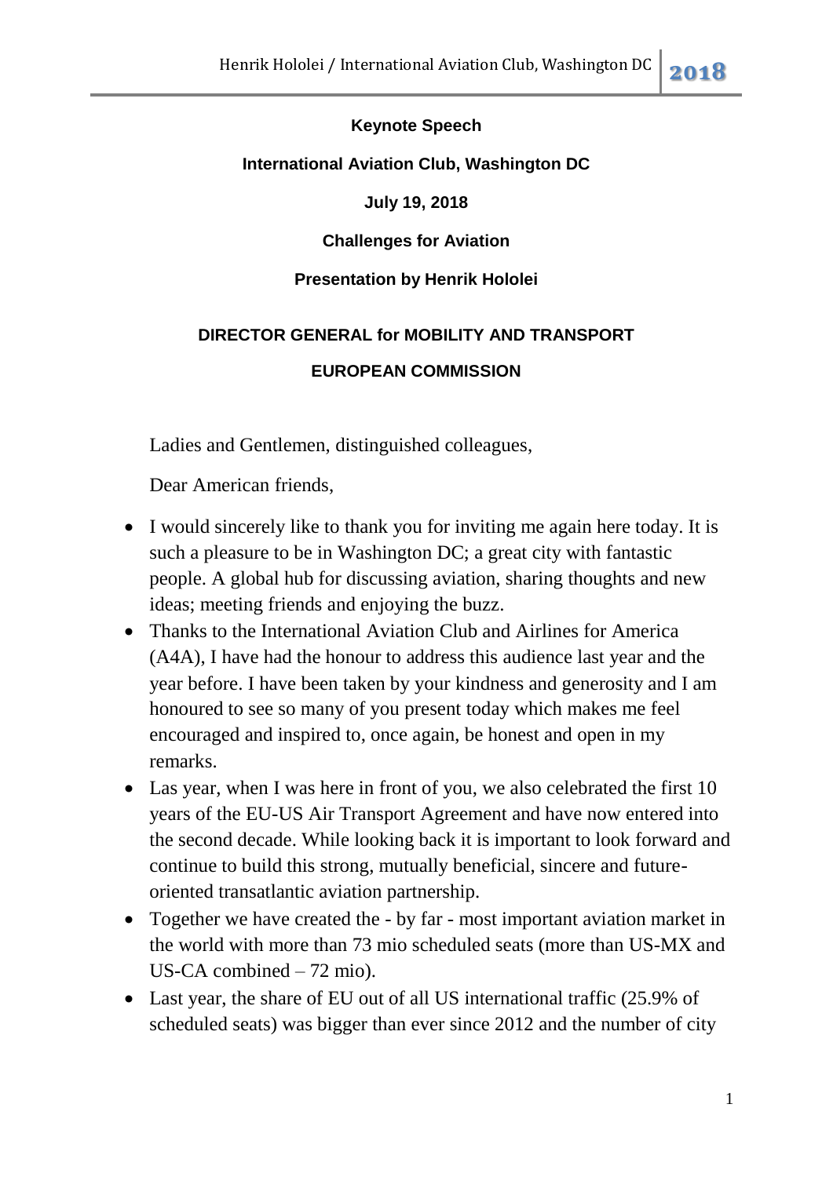**Keynote Speech**

**International Aviation Club, Washington DC**

**July 19, 2018**

**Challenges for Aviation**

**Presentation by Henrik Hololei**

**DIRECTOR GENERAL for MOBILITY AND TRANSPORT**

**EUROPEAN COMMISSION**

Ladies and Gentlemen, distinguished colleagues,

Dear American friends,

- I would sincerely like to thank you for inviting me again here today. It is such a pleasure to be in Washington DC; a great city with fantastic people. A global hub for discussing aviation, sharing thoughts and new ideas; meeting friends and enjoying the buzz.
- Thanks to the International Aviation Club and Airlines for America (A4A), I have had the honour to address this audience last year and the year before. I have been taken by your kindness and generosity and I am honoured to see so many of you present today which makes me feel encouraged and inspired to, once again, be honest and open in my remarks.
- Las year, when I was here in front of you, we also celebrated the first 10 years of the EU-US Air Transport Agreement and have now entered into the second decade. While looking back it is important to look forward and continue to build this strong, mutually beneficial, sincere and future-oriented transatlantic aviation partnership.
- Together we have created the - by far - most important aviation market in the world with more than 73 mio scheduled seats (more than US-MX and US-CA combined – 72 mio).
- Last year, the share of EU out of all US international traffic (25.9% of scheduled seats) was bigger than ever since 2012 and the number of city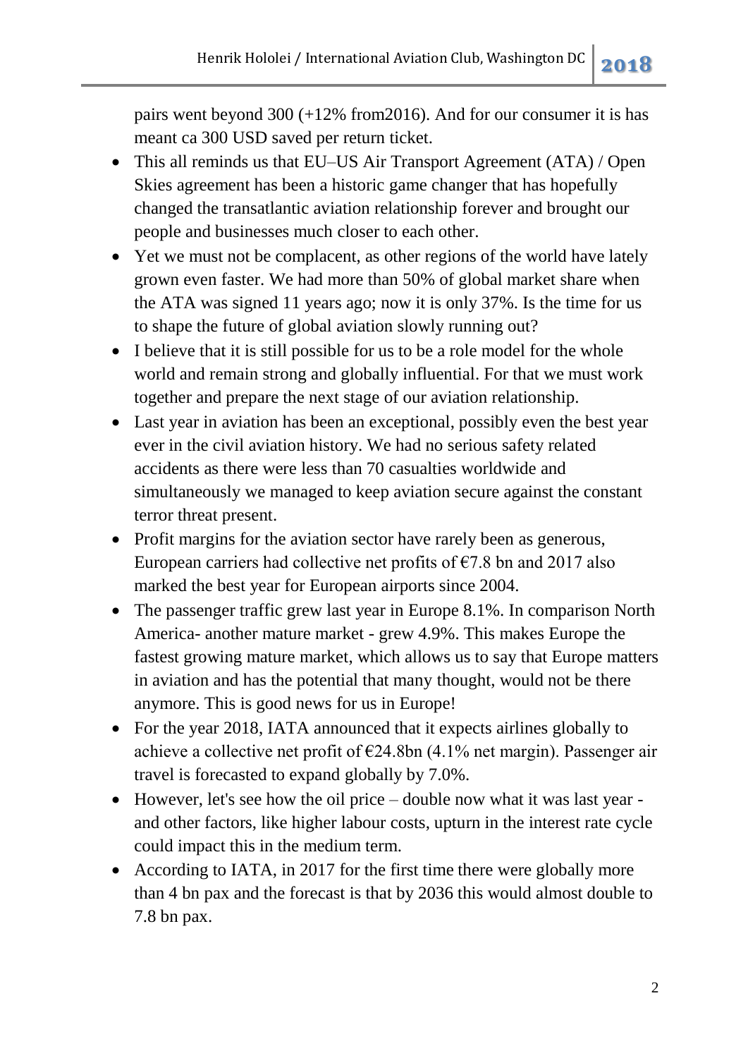pairs went beyond 300 (+12% from2016). And for our consumer it is has meant ca 300 USD saved per return ticket.

- This all reminds us that EU–US Air Transport Agreement (ATA) / Open Skies agreement has been a historic game changer that has hopefully changed the transatlantic aviation relationship forever and brought our people and businesses much closer to each other.
- Yet we must not be complacent, as other regions of the world have lately grown even faster. We had more than 50% of global market share when the ATA was signed 11 years ago; now it is only 37%. Is the time for us to shape the future of global aviation slowly running out?
- I believe that it is still possible for us to be a role model for the whole world and remain strong and globally influential. For that we must work together and prepare the next stage of our aviation relationship.
- Last year in aviation has been an exceptional, possibly even the best year ever in the civil aviation history. We had no serious safety related accidents as there were less than 70 casualties worldwide and simultaneously we managed to keep aviation secure against the constant terror threat present.
- Profit margins for the aviation sector have rarely been as generous, European carriers had collective net profits of €7.8 bn and 2017 also marked the best year for European airports since 2004.
- The passenger traffic grew last year in Europe 8.1%. In comparison North America- another mature market - grew 4.9%. This makes Europe the fastest growing mature market, which allows us to say that Europe matters in aviation and has the potential that many thought, would not be there anymore. This is good news for us in Europe!
- For the year 2018, IATA announced that it expects airlines globally to achieve a collective net profit of €24.8bn (4.1% net margin). Passenger air travel is forecasted to expand globally by 7.0%.
- However, let's see how the oil price – double now what it was last year - and other factors, like higher labour costs, upturn in the interest rate cycle could impact this in the medium term.
- According to IATA, in 2017 for the first time there were globally more than 4 bn pax and the forecast is that by 2036 this would almost double to 7.8 bn pax.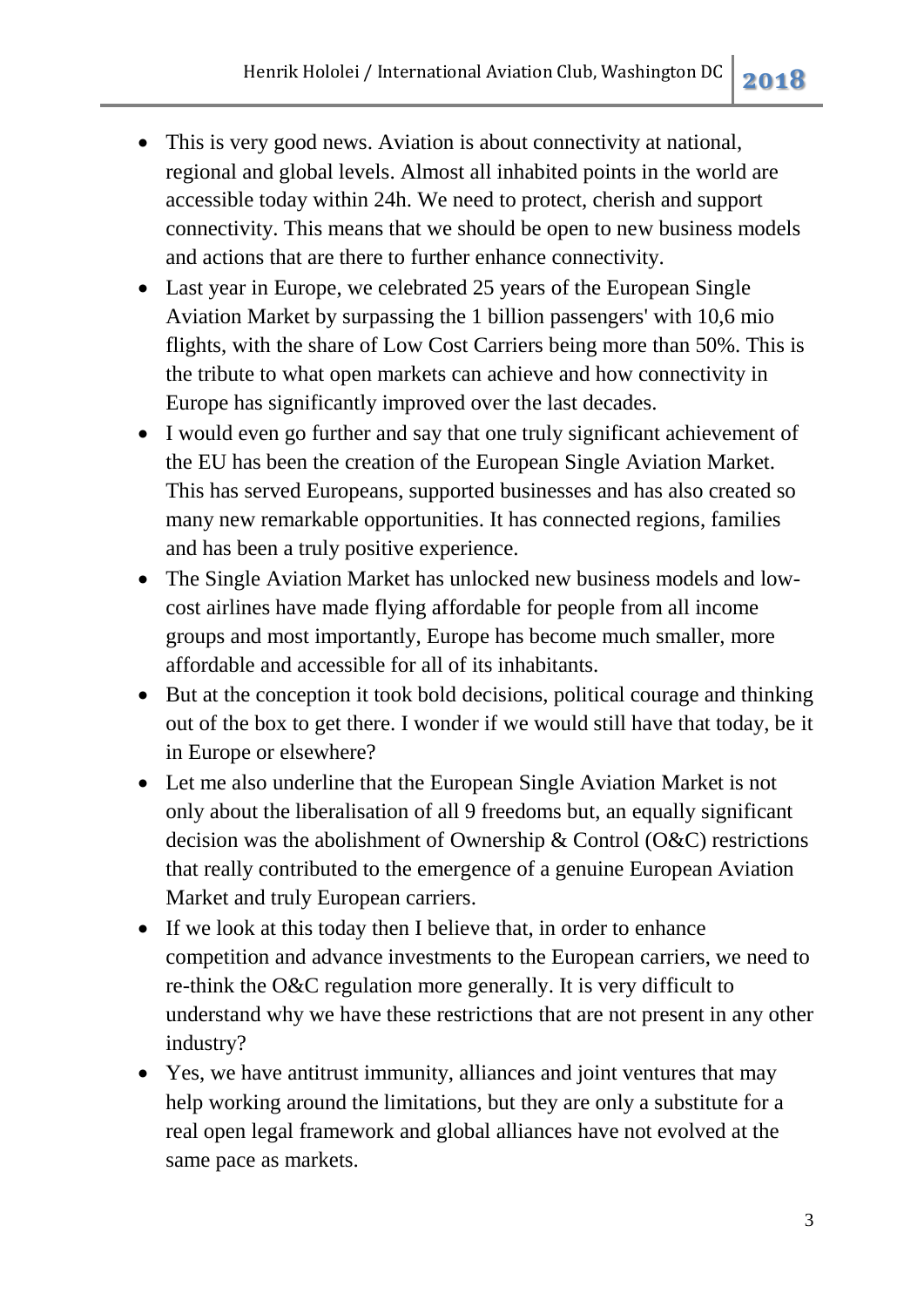- This is very good news. Aviation is about connectivity at national, regional and global levels. Almost all inhabited points in the world are accessible today within 24h. We need to protect, cherish and support connectivity. This means that we should be open to new business models and actions that are there to further enhance connectivity.
- Last year in Europe, we celebrated 25 years of the European Single Aviation Market by surpassing the 1 billion passengers' with 10,6 mio flights, with the share of Low Cost Carriers being more than 50%. This is the tribute to what open markets can achieve and how connectivity in Europe has significantly improved over the last decades.
- I would even go further and say that one truly significant achievement of the EU has been the creation of the European Single Aviation Market. This has served Europeans, supported businesses and has also created so many new remarkable opportunities. It has connected regions, families and has been a truly positive experience.
- The Single Aviation Market has unlocked new business models and low-cost airlines have made flying affordable for people from all income groups and most importantly, Europe has become much smaller, more affordable and accessible for all of its inhabitants.
- But at the conception it took bold decisions, political courage and thinking out of the box to get there. I wonder if we would still have that today, be it in Europe or elsewhere?
- Let me also underline that the European Single Aviation Market is not only about the liberalisation of all 9 freedoms but, an equally significant decision was the abolishment of Ownership & Control (O&C) restrictions that really contributed to the emergence of a genuine European Aviation Market and truly European carriers.
- If we look at this today then I believe that, in order to enhance competition and advance investments to the European carriers, we need to re-think the O&C regulation more generally. It is very difficult to understand why we have these restrictions that are not present in any other industry?
- Yes, we have antitrust immunity, alliances and joint ventures that may help working around the limitations, but they are only a substitute for a real open legal framework and global alliances have not evolved at the same pace as markets.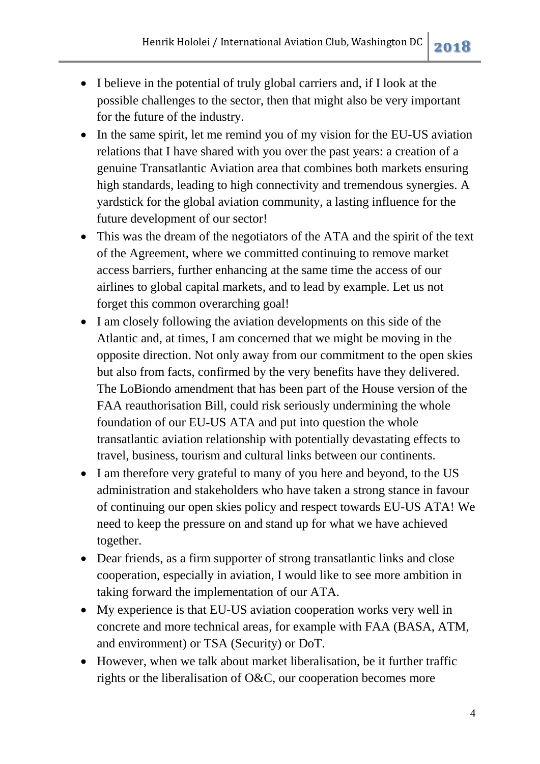- I believe in the potential of truly global carriers and, if I look at the possible challenges to the sector, then that might also be very important for the future of the industry.
- In the same spirit, let me remind you of my vision for the EU-US aviation relations that I have shared with you over the past years: a creation of a genuine Transatlantic Aviation area that combines both markets ensuring high standards, leading to high connectivity and tremendous synergies. A yardstick for the global aviation community, a lasting influence for the future development of our sector!
- This was the dream of the negotiators of the ATA and the spirit of the text of the Agreement, where we committed continuing to remove market access barriers, further enhancing at the same time the access of our airlines to global capital markets, and to lead by example. Let us not forget this common overarching goal!
- I am closely following the aviation developments on this side of the Atlantic and, at times, I am concerned that we might be moving in the opposite direction. Not only away from our commitment to the open skies but also from facts, confirmed by the very benefits have they delivered. The LoBiondo amendment that has been part of the House version of the FAA reauthorisation Bill, could risk seriously undermining the whole foundation of our EU-US ATA and put into question the whole transatlantic aviation relationship with potentially devastating effects to travel, business, tourism and cultural links between our continents.
- I am therefore very grateful to many of you here and beyond, to the US administration and stakeholders who have taken a strong stance in favour of continuing our open skies policy and respect towards EU-US ATA! We need to keep the pressure on and stand up for what we have achieved together.
- Dear friends, as a firm supporter of strong transatlantic links and close cooperation, especially in aviation, I would like to see more ambition in taking forward the implementation of our ATA.
- My experience is that EU-US aviation cooperation works very well in concrete and more technical areas, for example with FAA (BASA, ATM, and environment) or TSA (Security) or DoT.
- However, when we talk about market liberalisation, be it further traffic rights or the liberalisation of O&C, our cooperation becomes more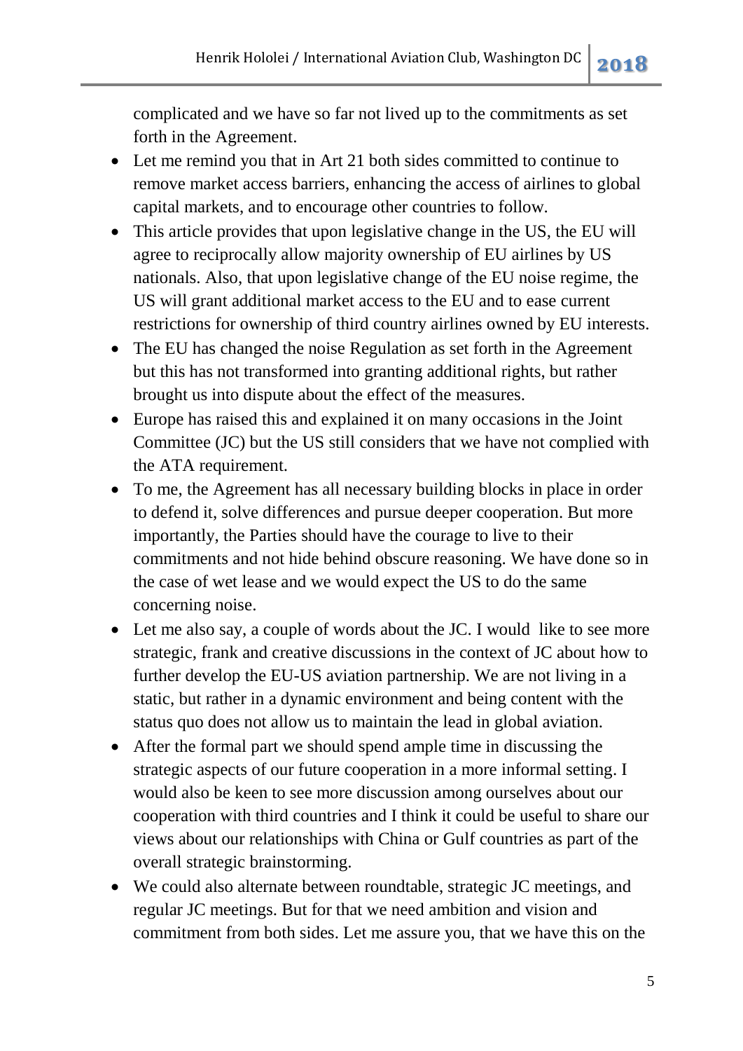complicated and we have so far not lived up to the commitments as set forth in the Agreement.

- Let me remind you that in Art 21 both sides committed to continue to remove market access barriers, enhancing the access of airlines to global capital markets, and to encourage other countries to follow.
- This article provides that upon legislative change in the US, the EU will agree to reciprocally allow majority ownership of EU airlines by US nationals. Also, that upon legislative change of the EU noise regime, the US will grant additional market access to the EU and to ease current restrictions for ownership of third country airlines owned by EU interests.
- The EU has changed the noise Regulation as set forth in the Agreement but this has not transformed into granting additional rights, but rather brought us into dispute about the effect of the measures.
- Europe has raised this and explained it on many occasions in the Joint Committee (JC) but the US still considers that we have not complied with the ATA requirement.
- To me, the Agreement has all necessary building blocks in place in order to defend it, solve differences and pursue deeper cooperation. But more importantly, the Parties should have the courage to live to their commitments and not hide behind obscure reasoning. We have done so in the case of wet lease and we would expect the US to do the same concerning noise.
- Let me also say, a couple of words about the JC. I would like to see more strategic, frank and creative discussions in the context of JC about how to further develop the EU-US aviation partnership. We are not living in a static, but rather in a dynamic environment and being content with the status quo does not allow us to maintain the lead in global aviation.
- After the formal part we should spend ample time in discussing the strategic aspects of our future cooperation in a more informal setting. I would also be keen to see more discussion among ourselves about our cooperation with third countries and I think it could be useful to share our views about our relationships with China or Gulf countries as part of the overall strategic brainstorming.
- We could also alternate between roundtable, strategic JC meetings, and regular JC meetings. But for that we need ambition and vision and commitment from both sides. Let me assure you, that we have this on the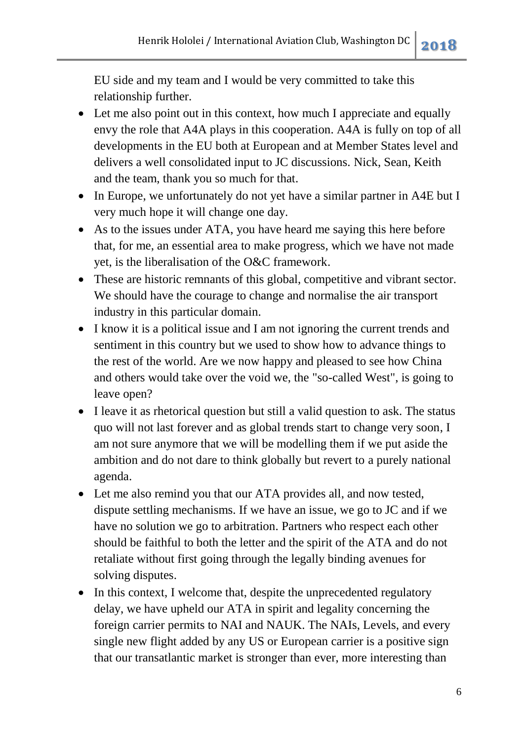EU side and my team and I would be very committed to take this relationship further.

- Let me also point out in this context, how much I appreciate and equally envy the role that A4A plays in this cooperation. A4A is fully on top of all developments in the EU both at European and at Member States level and delivers a well consolidated input to JC discussions. Nick, Sean, Keith and the team, thank you so much for that.
- In Europe, we unfortunately do not yet have a similar partner in A4E but I very much hope it will change one day.
- As to the issues under ATA, you have heard me saying this here before that, for me, an essential area to make progress, which we have not made yet, is the liberalisation of the O&C framework.
- These are historic remnants of this global, competitive and vibrant sector. We should have the courage to change and normalise the air transport industry in this particular domain.
- I know it is a political issue and I am not ignoring the current trends and sentiment in this country but we used to show how to advance things to the rest of the world. Are we now happy and pleased to see how China and others would take over the void we, the "so-called West", is going to leave open?
- I leave it as rhetorical question but still a valid question to ask. The status quo will not last forever and as global trends start to change very soon, I am not sure anymore that we will be modelling them if we put aside the ambition and do not dare to think globally but revert to a purely national agenda.
- Let me also remind you that our ATA provides all, and now tested, dispute settling mechanisms. If we have an issue, we go to JC and if we have no solution we go to arbitration. Partners who respect each other should be faithful to both the letter and the spirit of the ATA and do not retaliate without first going through the legally binding avenues for solving disputes.
- In this context, I welcome that, despite the unprecedented regulatory delay, we have upheld our ATA in spirit and legality concerning the foreign carrier permits to NAI and NAUK. The NAIs, Levels, and every single new flight added by any US or European carrier is a positive sign that our transatlantic market is stronger than ever, more interesting than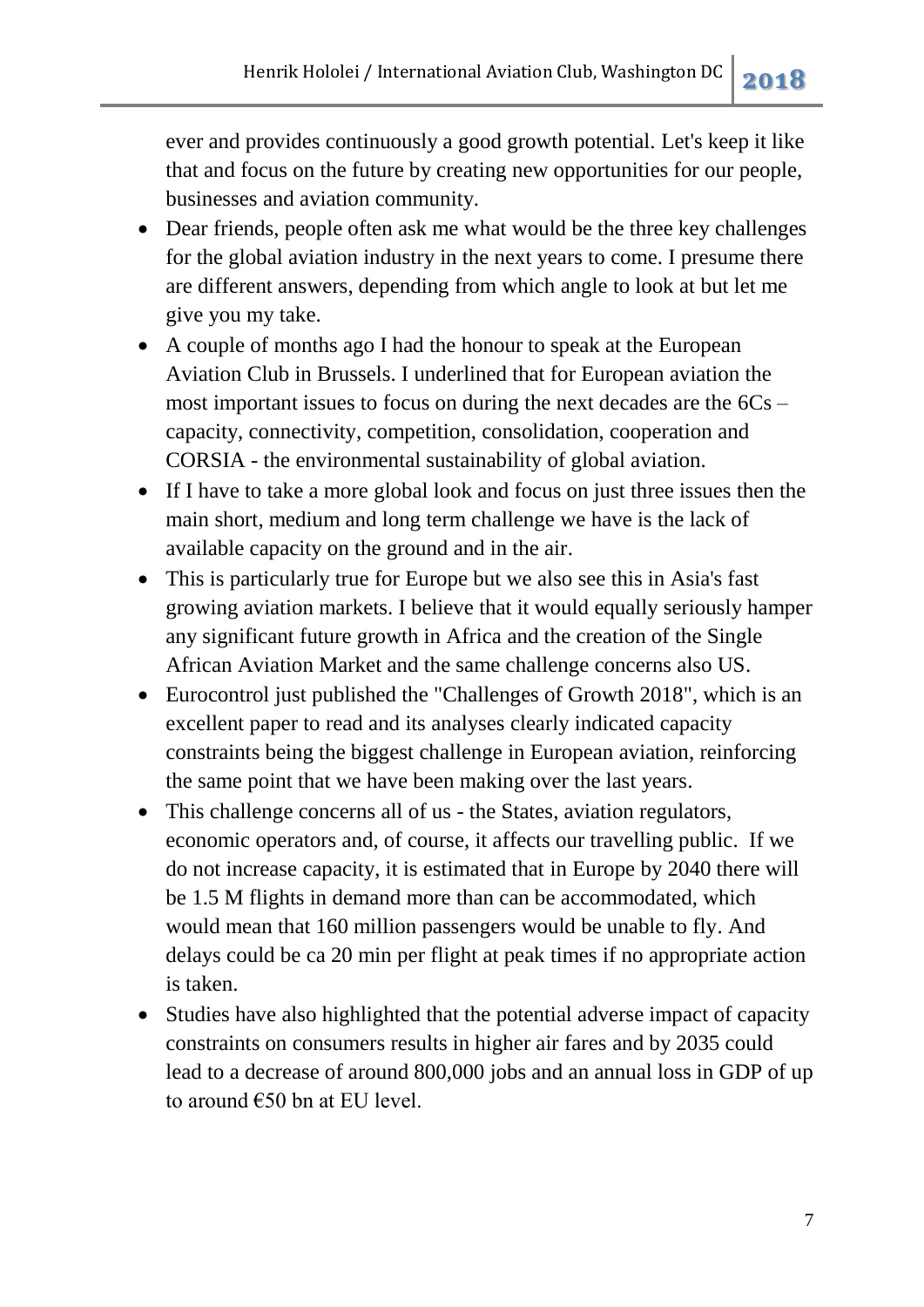ever and provides continuously a good growth potential. Let's keep it like that and focus on the future by creating new opportunities for our people, businesses and aviation community.

- Dear friends, people often ask me what would be the three key challenges for the global aviation industry in the next years to come. I presume there are different answers, depending from which angle to look at but let me give you my take.
- A couple of months ago I had the honour to speak at the European Aviation Club in Brussels. I underlined that for European aviation the most important issues to focus on during the next decades are the 6Cs – capacity, connectivity, competition, consolidation, cooperation and CORSIA - the environmental sustainability of global aviation.
- If I have to take a more global look and focus on just three issues then the main short, medium and long term challenge we have is the lack of available capacity on the ground and in the air.
- This is particularly true for Europe but we also see this in Asia's fast growing aviation markets. I believe that it would equally seriously hamper any significant future growth in Africa and the creation of the Single African Aviation Market and the same challenge concerns also US.
- Eurocontrol just published the "Challenges of Growth 2018", which is an excellent paper to read and its analyses clearly indicated capacity constraints being the biggest challenge in European aviation, reinforcing the same point that we have been making over the last years.
- This challenge concerns all of us - the States, aviation regulators, economic operators and, of course, it affects our travelling public. If we do not increase capacity, it is estimated that in Europe by 2040 there will be 1.5 M flights in demand more than can be accommodated, which would mean that 160 million passengers would be unable to fly. And delays could be ca 20 min per flight at peak times if no appropriate action is taken.
- Studies have also highlighted that the potential adverse impact of capacity constraints on consumers results in higher air fares and by 2035 could lead to a decrease of around 800,000 jobs and an annual loss in GDP of up to around €50 bn at EU level.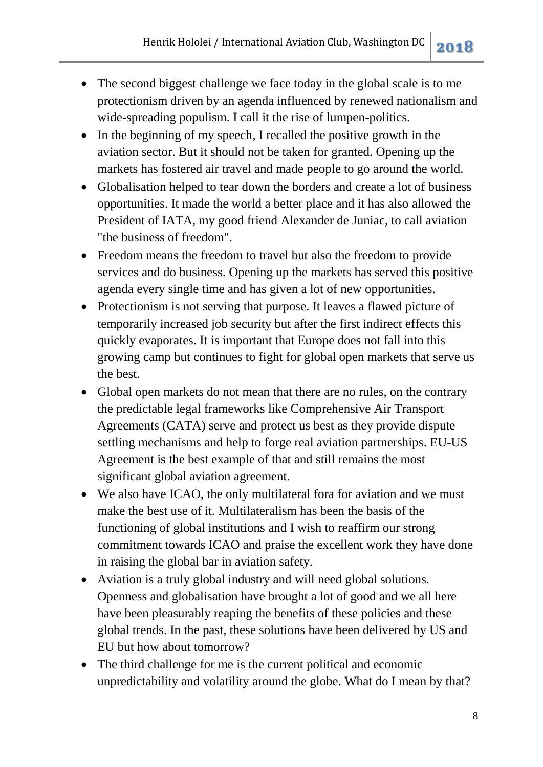- The second biggest challenge we face today in the global scale is to me protectionism driven by an agenda influenced by renewed nationalism and wide-spreading populism. I call it the rise of lumpen-politics.
- In the beginning of my speech, I recalled the positive growth in the aviation sector. But it should not be taken for granted. Opening up the markets has fostered air travel and made people to go around the world.
- Globalisation helped to tear down the borders and create a lot of business opportunities. It made the world a better place and it has also allowed the President of IATA, my good friend Alexander de Juniac, to call aviation "the business of freedom".
- Freedom means the freedom to travel but also the freedom to provide services and do business. Opening up the markets has served this positive agenda every single time and has given a lot of new opportunities.
- Protectionism is not serving that purpose. It leaves a flawed picture of temporarily increased job security but after the first indirect effects this quickly evaporates. It is important that Europe does not fall into this growing camp but continues to fight for global open markets that serve us the best.
- Global open markets do not mean that there are no rules, on the contrary the predictable legal frameworks like Comprehensive Air Transport Agreements (CATA) serve and protect us best as they provide dispute settling mechanisms and help to forge real aviation partnerships. EU-US Agreement is the best example of that and still remains the most significant global aviation agreement.
- We also have ICAO, the only multilateral fora for aviation and we must make the best use of it. Multilateralism has been the basis of the functioning of global institutions and I wish to reaffirm our strong commitment towards ICAO and praise the excellent work they have done in raising the global bar in aviation safety.
- Aviation is a truly global industry and will need global solutions. Openness and globalisation have brought a lot of good and we all here have been pleasurably reaping the benefits of these policies and these global trends. In the past, these solutions have been delivered by US and EU but how about tomorrow?
- The third challenge for me is the current political and economic unpredictability and volatility around the globe. What do I mean by that?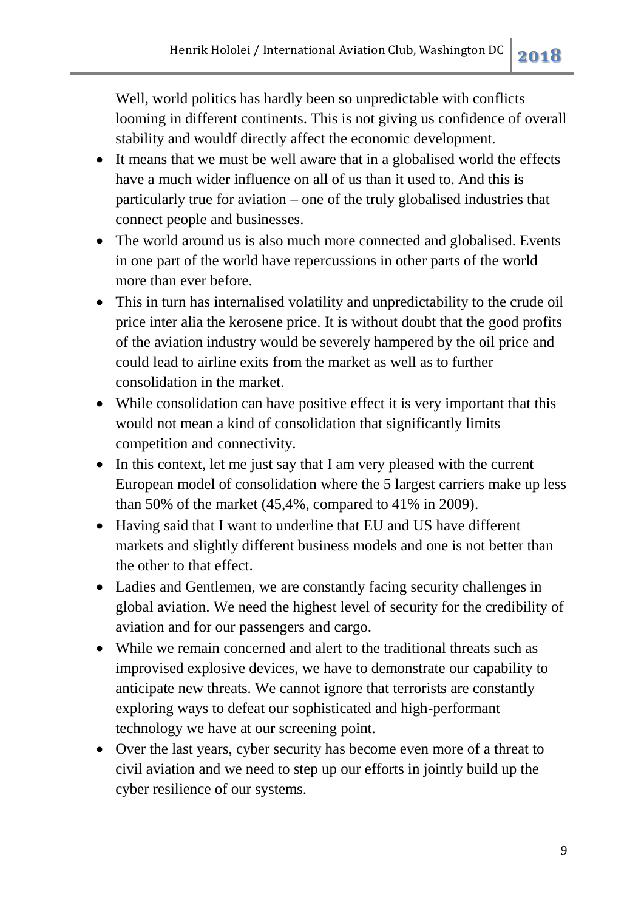Well, world politics has hardly been so unpredictable with conflicts looming in different continents. This is not giving us confidence of overall stability and wouldf directly affect the economic development.

- It means that we must be well aware that in a globalised world the effects have a much wider influence on all of us than it used to. And this is particularly true for aviation – one of the truly globalised industries that connect people and businesses.
- The world around us is also much more connected and globalised. Events in one part of the world have repercussions in other parts of the world more than ever before.
- This in turn has internalised volatility and unpredictability to the crude oil price inter alia the kerosene price. It is without doubt that the good profits of the aviation industry would be severely hampered by the oil price and could lead to airline exits from the market as well as to further consolidation in the market.
- While consolidation can have positive effect it is very important that this would not mean a kind of consolidation that significantly limits competition and connectivity.
- In this context, let me just say that I am very pleased with the current European model of consolidation where the 5 largest carriers make up less than 50% of the market (45,4%, compared to 41% in 2009).
- Having said that I want to underline that EU and US have different markets and slightly different business models and one is not better than the other to that effect.
- Ladies and Gentlemen, we are constantly facing security challenges in global aviation. We need the highest level of security for the credibility of aviation and for our passengers and cargo.
- While we remain concerned and alert to the traditional threats such as improvised explosive devices, we have to demonstrate our capability to anticipate new threats. We cannot ignore that terrorists are constantly exploring ways to defeat our sophisticated and high-performant technology we have at our screening point.
- Over the last years, cyber security has become even more of a threat to civil aviation and we need to step up our efforts in jointly build up the cyber resilience of our systems.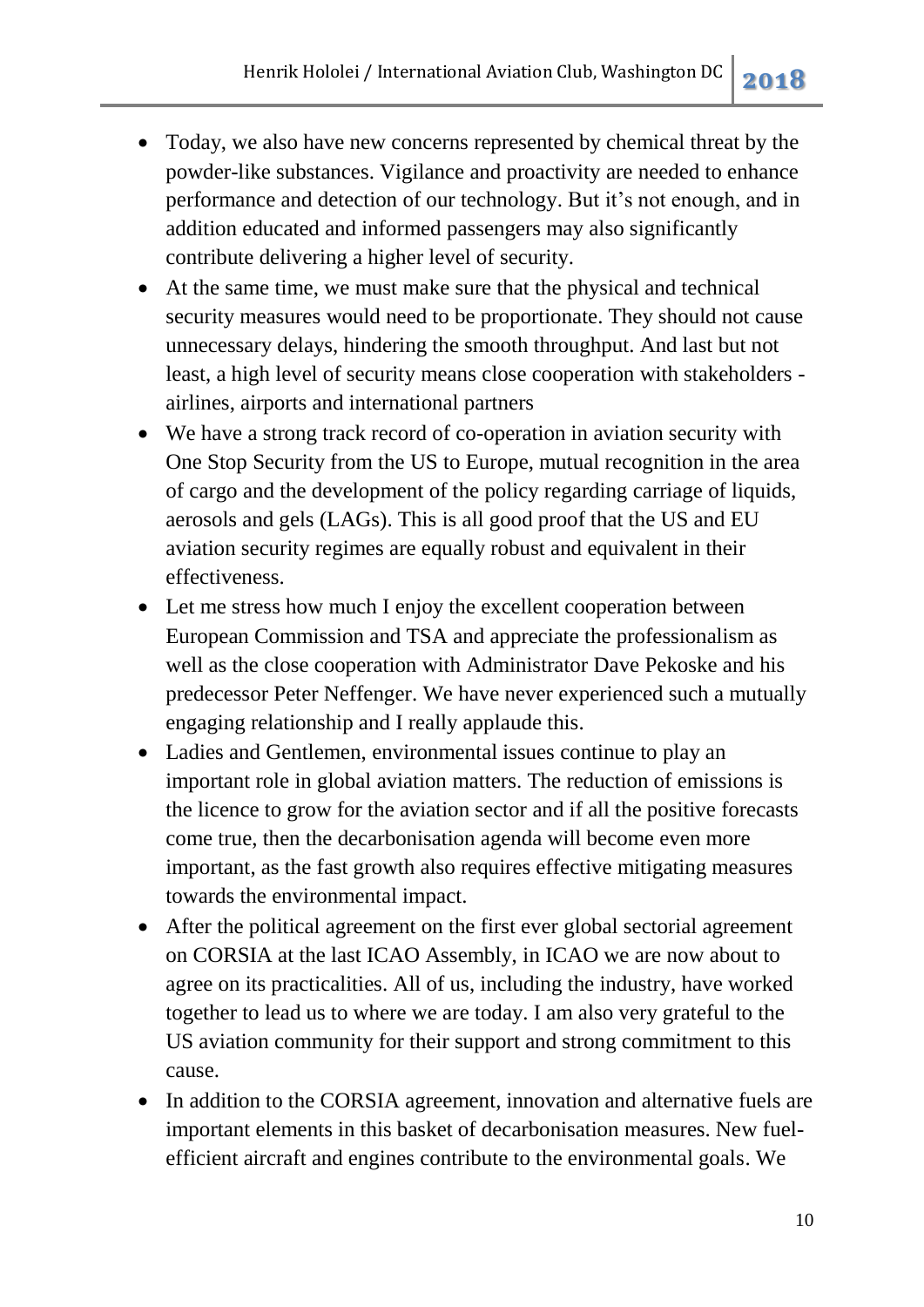- Today, we also have new concerns represented by chemical threat by the powder-like substances. Vigilance and proactivity are needed to enhance performance and detection of our technology. But it's not enough, and in addition educated and informed passengers may also significantly contribute delivering a higher level of security.
- At the same time, we must make sure that the physical and technical security measures would need to be proportionate. They should not cause unnecessary delays, hindering the smooth throughput. And last but not least, a high level of security means close cooperation with stakeholders - airlines, airports and international partners
- We have a strong track record of co-operation in aviation security with One Stop Security from the US to Europe, mutual recognition in the area of cargo and the development of the policy regarding carriage of liquids, aerosols and gels (LAGs). This is all good proof that the US and EU aviation security regimes are equally robust and equivalent in their effectiveness.
- Let me stress how much I enjoy the excellent cooperation between European Commission and TSA and appreciate the professionalism as well as the close cooperation with Administrator Dave Pekoske and his predecessor Peter Neffenger. We have never experienced such a mutually engaging relationship and I really applaude this.
- Ladies and Gentlemen, environmental issues continue to play an important role in global aviation matters. The reduction of emissions is the licence to grow for the aviation sector and if all the positive forecasts come true, then the decarbonisation agenda will become even more important, as the fast growth also requires effective mitigating measures towards the environmental impact.
- After the political agreement on the first ever global sectorial agreement on CORSIA at the last ICAO Assembly, in ICAO we are now about to agree on its practicalities. All of us, including the industry, have worked together to lead us to where we are today. I am also very grateful to the US aviation community for their support and strong commitment to this cause.
- In addition to the CORSIA agreement, innovation and alternative fuels are important elements in this basket of decarbonisation measures. New fuel-efficient aircraft and engines contribute to the environmental goals. We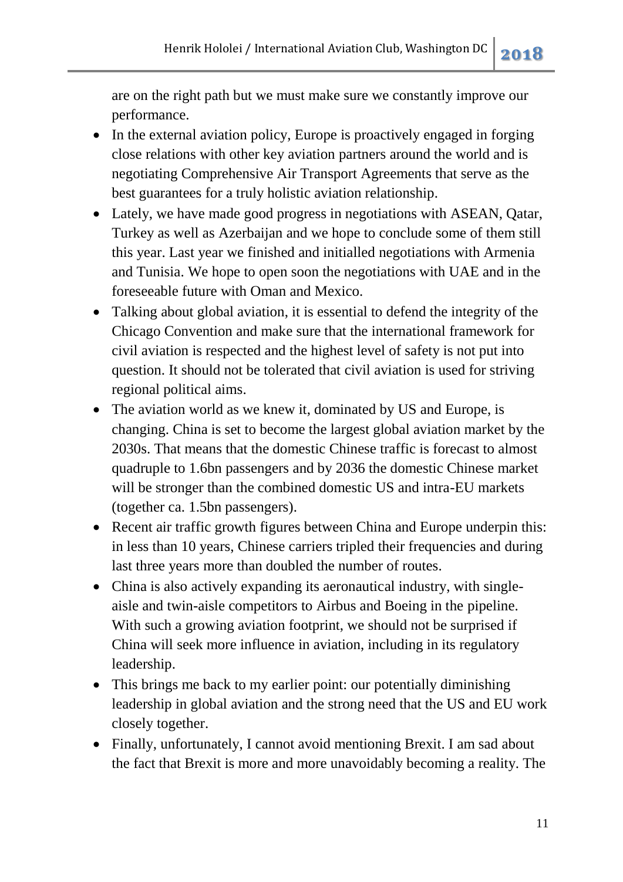are on the right path but we must make sure we constantly improve our performance.

- In the external aviation policy, Europe is proactively engaged in forging close relations with other key aviation partners around the world and is negotiating Comprehensive Air Transport Agreements that serve as the best guarantees for a truly holistic aviation relationship.
- Lately, we have made good progress in negotiations with ASEAN, Qatar, Turkey as well as Azerbaijan and we hope to conclude some of them still this year. Last year we finished and initialled negotiations with Armenia and Tunisia. We hope to open soon the negotiations with UAE and in the foreseeable future with Oman and Mexico.
- Talking about global aviation, it is essential to defend the integrity of the Chicago Convention and make sure that the international framework for civil aviation is respected and the highest level of safety is not put into question. It should not be tolerated that civil aviation is used for striving regional political aims.
- The aviation world as we knew it, dominated by US and Europe, is changing. China is set to become the largest global aviation market by the 2030s. That means that the domestic Chinese traffic is forecast to almost quadruple to 1.6bn passengers and by 2036 the domestic Chinese market will be stronger than the combined domestic US and intra-EU markets (together ca. 1.5bn passengers).
- Recent air traffic growth figures between China and Europe underpin this: in less than 10 years, Chinese carriers tripled their frequencies and during last three years more than doubled the number of routes.
- China is also actively expanding its aeronautical industry, with single-aisle and twin-aisle competitors to Airbus and Boeing in the pipeline. With such a growing aviation footprint, we should not be surprised if China will seek more influence in aviation, including in its regulatory leadership.
- This brings me back to my earlier point: our potentially diminishing leadership in global aviation and the strong need that the US and EU work closely together.
- Finally, unfortunately, I cannot avoid mentioning Brexit. I am sad about the fact that Brexit is more and more unavoidably becoming a reality. The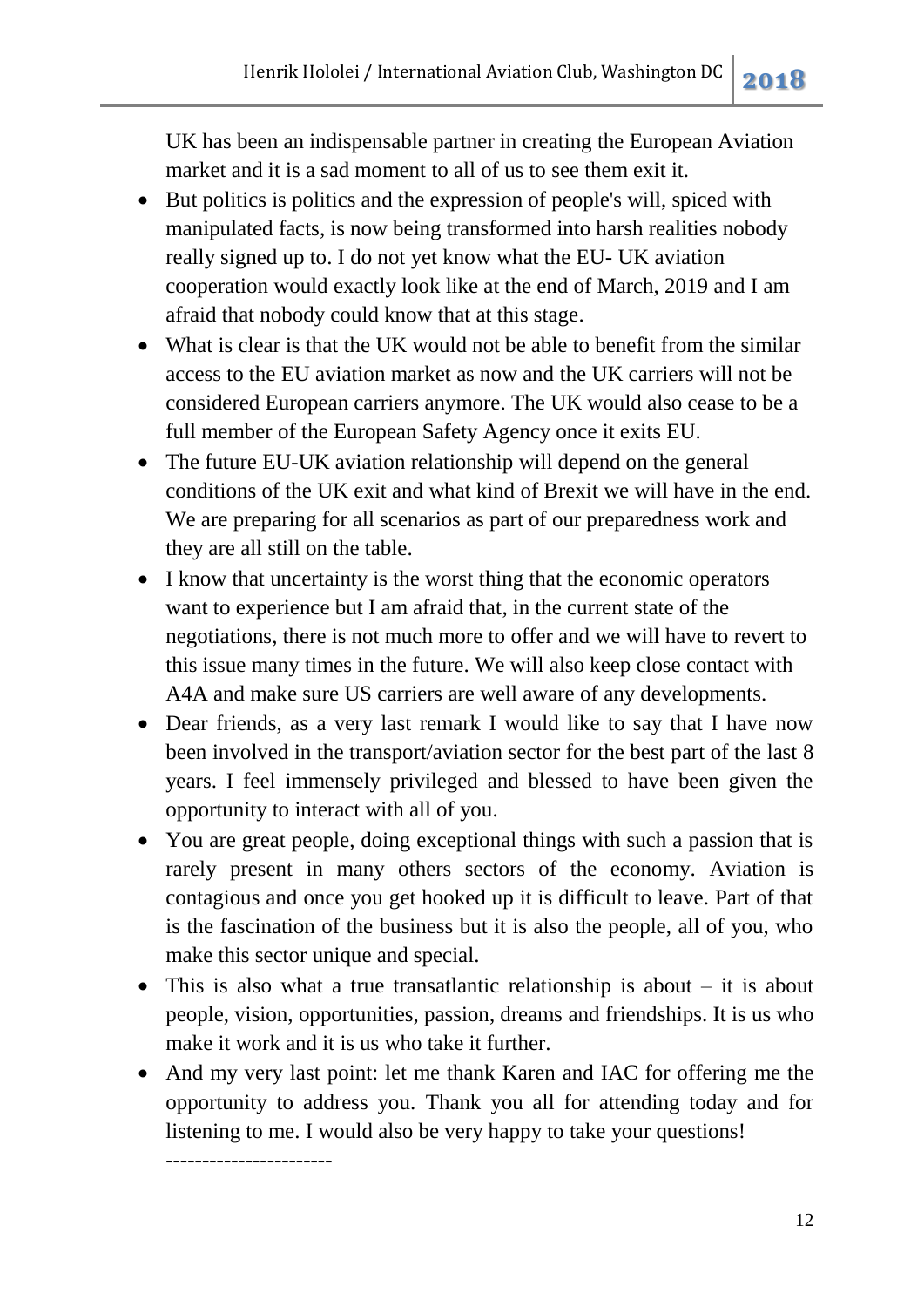UK has been an indispensable partner in creating the European Aviation market and it is a sad moment to all of us to see them exit it.

- But politics is politics and the expression of people's will, spiced with manipulated facts, is now being transformed into harsh realities nobody really signed up to. I do not yet know what the EU- UK aviation cooperation would exactly look like at the end of March, 2019 and I am afraid that nobody could know that at this stage.
- What is clear is that the UK would not be able to benefit from the similar access to the EU aviation market as now and the UK carriers will not be considered European carriers anymore. The UK would also cease to be a full member of the European Safety Agency once it exits EU.
- The future EU-UK aviation relationship will depend on the general conditions of the UK exit and what kind of Brexit we will have in the end. We are preparing for all scenarios as part of our preparedness work and they are all still on the table.
- I know that uncertainty is the worst thing that the economic operators want to experience but I am afraid that, in the current state of the negotiations, there is not much more to offer and we will have to revert to this issue many times in the future. We will also keep close contact with A4A and make sure US carriers are well aware of any developments.
- Dear friends, as a very last remark I would like to say that I have now been involved in the transport/aviation sector for the best part of the last 8 years. I feel immensely privileged and blessed to have been given the opportunity to interact with all of you.
- You are great people, doing exceptional things with such a passion that is rarely present in many others sectors of the economy. Aviation is contagious and once you get hooked up it is difficult to leave. Part of that is the fascination of the business but it is also the people, all of you, who make this sector unique and special.
- This is also what a true transatlantic relationship is about – it is about people, vision, opportunities, passion, dreams and friendships. It is us who make it work and it is us who take it further.
- And my very last point: let me thank Karen and IAC for offering me the opportunity to address you. Thank you all for attending today and for listening to me. I would also be very happy to take your questions!

-----------------------